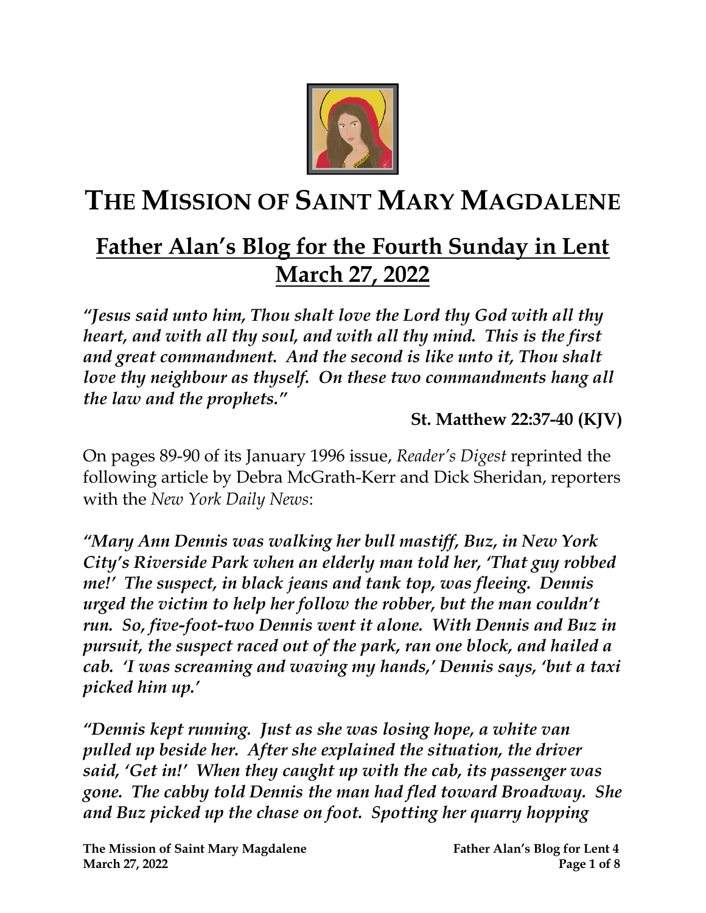# THE MISSION OF SAINT MARY MAGDALENE

## Father Alan's Blog for the Fourth Sunday in Lent
## March 27, 2022

***"Jesus said unto him, Thou shalt love the Lord thy God with all thy heart, and with all thy soul, and with all thy mind. This is the first and great commandment. And the second is like unto it, Thou shalt love thy neighbour as thyself. On these two commandments hang all the law and the prophets."***

**St. Matthew 22:37-40 (KJV)**

On pages 89-90 of its January 1996 issue, *Reader's Digest* reprinted the following article by Debra McGrath-Kerr and Dick Sheridan, reporters with the *New York Daily News*:

***"Mary Ann Dennis was walking her bull mastiff, Buz, in New York City's Riverside Park when an elderly man told her, 'That guy robbed me!' The suspect, in black jeans and tank top, was fleeing. Dennis urged the victim to help her follow the robber, but the man couldn't run. So, five-foot-two Dennis went it alone. With Dennis and Buz in pursuit, the suspect raced out of the park, ran one block, and hailed a cab. 'I was screaming and waving my hands,' Dennis says, 'but a taxi picked him up.'***

***"Dennis kept running. Just as she was losing hope, a white van pulled up beside her. After she explained the situation, the driver said, 'Get in!' When they caught up with the cab, its passenger was gone. The cabby told Dennis the man had fled toward Broadway. She and Buz picked up the chase on foot. Spotting her quarry hopping***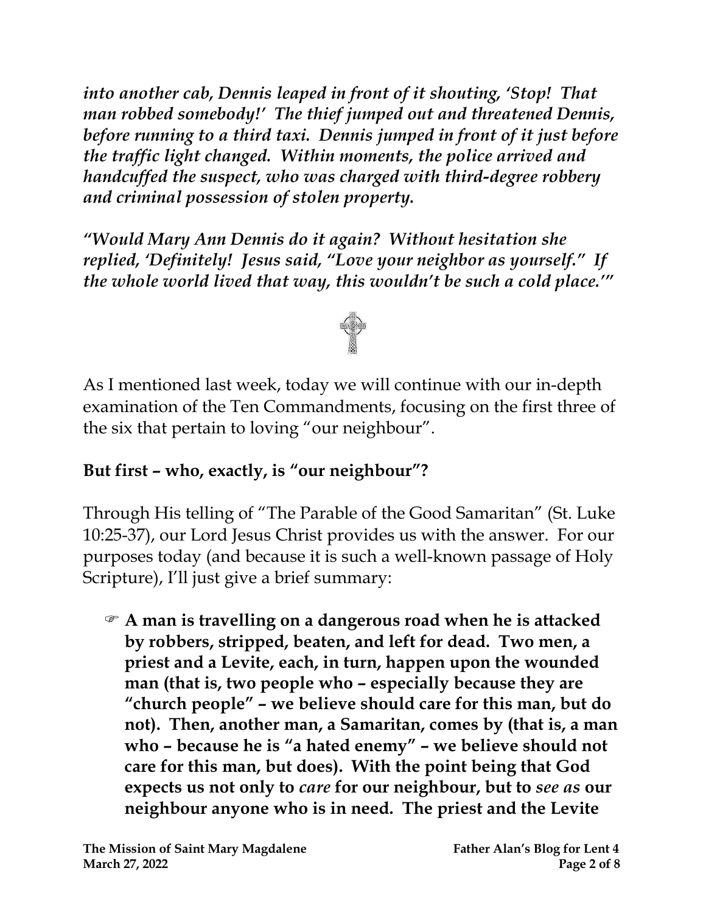***into another cab, Dennis leaped in front of it shouting, 'Stop! That man robbed somebody!' The thief jumped out and threatened Dennis, before running to a third taxi. Dennis jumped in front of it just before the traffic light changed. Within moments, the police arrived and handcuffed the suspect, who was charged with third-degree robbery and criminal possession of stolen property.***

***"Would Mary Ann Dennis do it again? Without hesitation she replied, 'Definitely! Jesus said, "Love your neighbor as yourself." If the whole world lived that way, this wouldn't be such a cold place.'"***

As I mentioned last week, today we will continue with our in-depth examination of the Ten Commandments, focusing on the first three of the six that pertain to loving "our neighbour".

**But first – who, exactly, is "our neighbour"?**

Through His telling of "The Parable of the Good Samaritan" (St. Luke 10:25-37), our Lord Jesus Christ provides us with the answer. For our purposes today (and because it is such a well-known passage of Holy Scripture), I'll just give a brief summary:

- **A man is travelling on a dangerous road when he is attacked by robbers, stripped, beaten, and left for dead. Two men, a priest and a Levite, each, in turn, happen upon the wounded man (that is, two people who – especially because they are "church people" – we believe should care for this man, but do not). Then, another man, a Samaritan, comes by (that is, a man who – because he is "a hated enemy" – we believe should not care for this man, but does). With the point being that God expects us not only to *care* for our neighbour, but to *see as* our neighbour anyone who is in need. The priest and the Levite**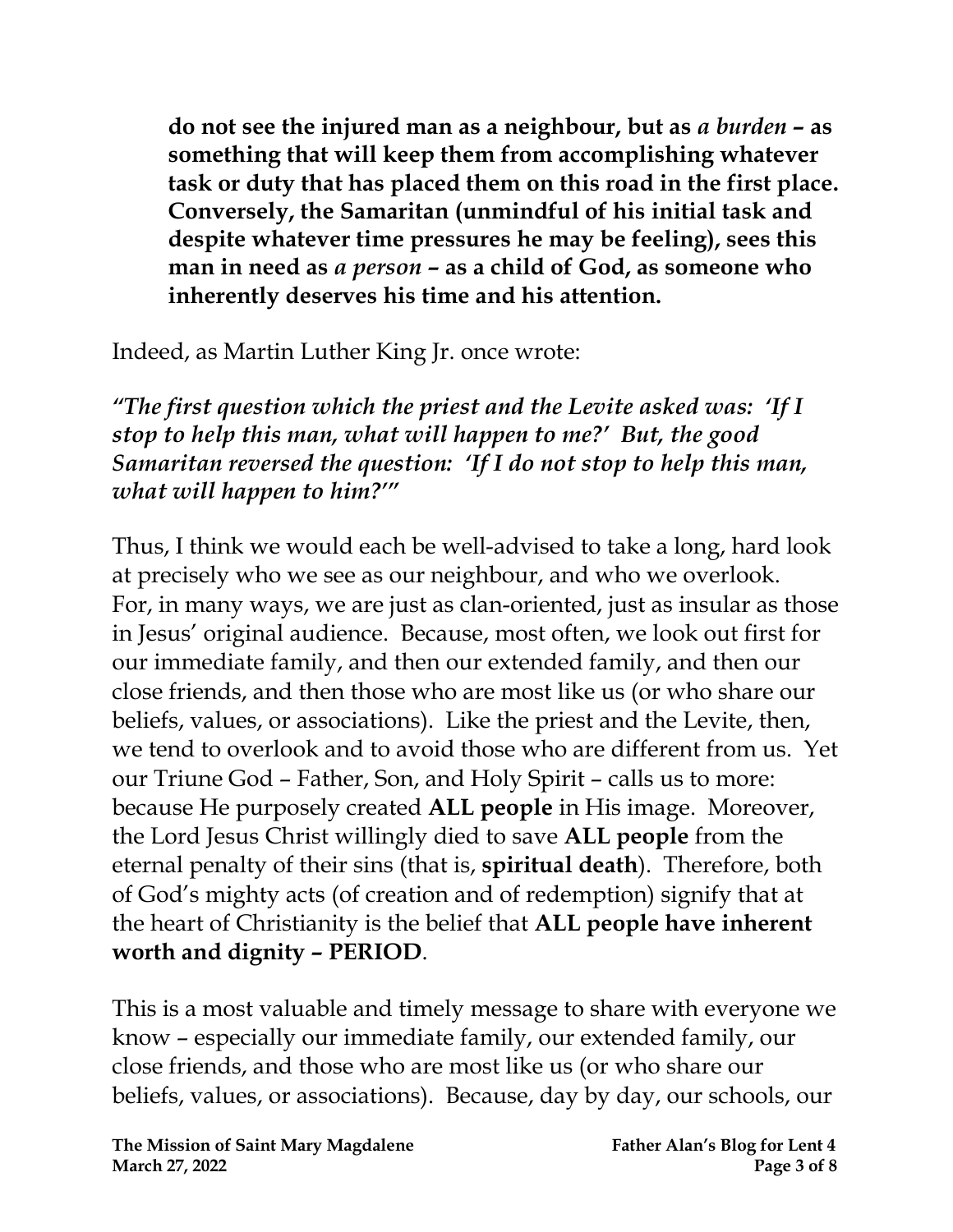**do not see the injured man as a neighbour, but as *a burden* – as something that will keep them from accomplishing whatever task or duty that has placed them on this road in the first place. Conversely, the Samaritan (unmindful of his initial task and despite whatever time pressures he may be feeling), sees this man in need as *a person* – as a child of God, as someone who inherently deserves his time and his attention.**

Indeed, as Martin Luther King Jr. once wrote:

***"The first question which the priest and the Levite asked was: 'If I stop to help this man, what will happen to me?' But, the good Samaritan reversed the question: 'If I do not stop to help this man, what will happen to him?'"***

Thus, I think we would each be well-advised to take a long, hard look at precisely who we see as our neighbour, and who we overlook. For, in many ways, we are just as clan-oriented, just as insular as those in Jesus' original audience. Because, most often, we look out first for our immediate family, and then our extended family, and then our close friends, and then those who are most like us (or who share our beliefs, values, or associations). Like the priest and the Levite, then, we tend to overlook and to avoid those who are different from us. Yet our Triune God – Father, Son, and Holy Spirit – calls us to more: because He purposely created **ALL people** in His image. Moreover, the Lord Jesus Christ willingly died to save **ALL people** from the eternal penalty of their sins (that is, **spiritual death**). Therefore, both of God's mighty acts (of creation and of redemption) signify that at the heart of Christianity is the belief that **ALL people have inherent worth and dignity – PERIOD**.

This is a most valuable and timely message to share with everyone we know – especially our immediate family, our extended family, our close friends, and those who are most like us (or who share our beliefs, values, or associations). Because, day by day, our schools, our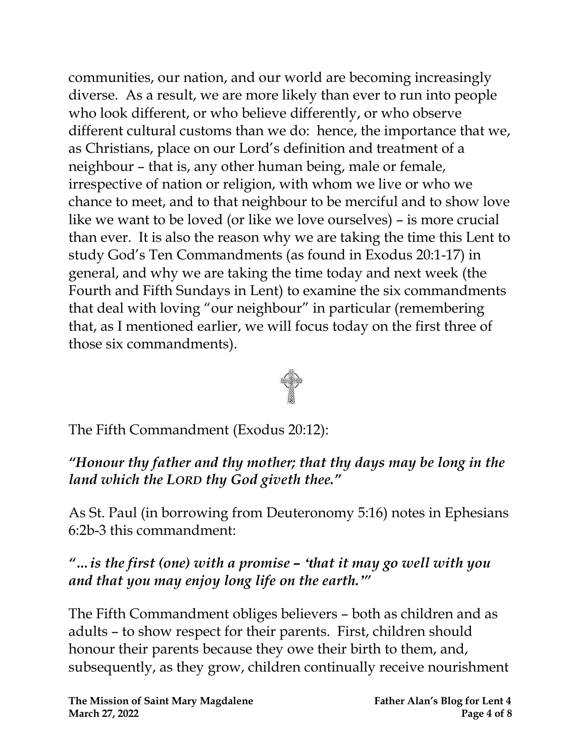communities, our nation, and our world are becoming increasingly diverse. As a result, we are more likely than ever to run into people who look different, or who believe differently, or who observe different cultural customs than we do: hence, the importance that we, as Christians, place on our Lord's definition and treatment of a neighbour – that is, any other human being, male or female, irrespective of nation or religion, with whom we live or who we chance to meet, and to that neighbour to be merciful and to show love like we want to be loved (or like we love ourselves) – is more crucial than ever. It is also the reason why we are taking the time this Lent to study God's Ten Commandments (as found in Exodus 20:1-17) in general, and why we are taking the time today and next week (the Fourth and Fifth Sundays in Lent) to examine the six commandments that deal with loving "our neighbour" in particular (remembering that, as I mentioned earlier, we will focus today on the first three of those six commandments).

The Fifth Commandment (Exodus 20:12):

***"Honour thy father and thy mother; that thy days may be long in the land which the LORD thy God giveth thee."***

As St. Paul (in borrowing from Deuteronomy 5:16) notes in Ephesians 6:2b-3 this commandment:

***"…is the first (one) with a promise – 'that it may go well with you and that you may enjoy long life on the earth.'"***

The Fifth Commandment obliges believers – both as children and as adults – to show respect for their parents. First, children should honour their parents because they owe their birth to them, and, subsequently, as they grow, children continually receive nourishment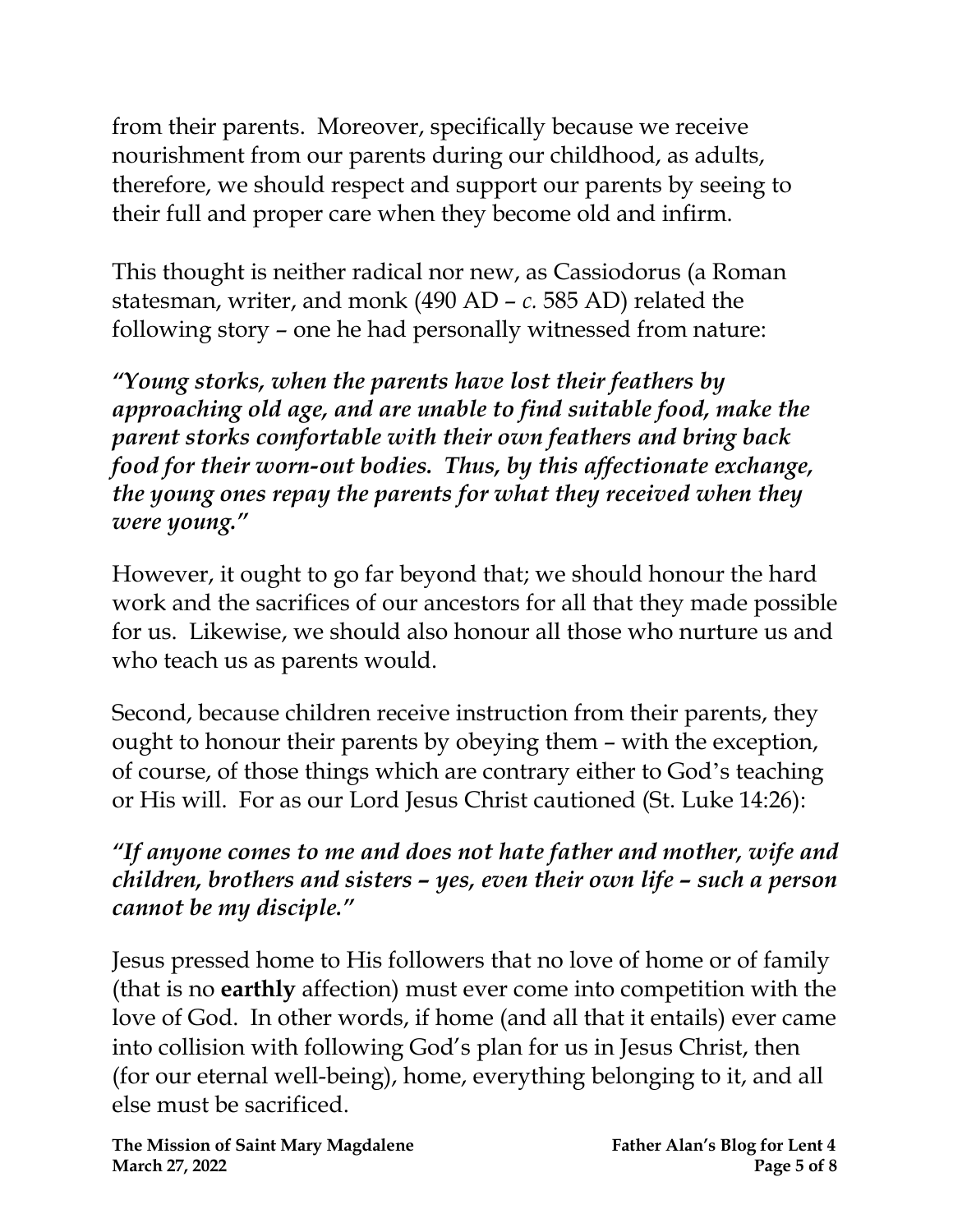from their parents. Moreover, specifically because we receive nourishment from our parents during our childhood, as adults, therefore, we should respect and support our parents by seeing to their full and proper care when they become old and infirm.

This thought is neither radical nor new, as Cassiodorus (a Roman statesman, writer, and monk (490 AD – *c.* 585 AD) related the following story – one he had personally witnessed from nature:

***"Young storks, when the parents have lost their feathers by approaching old age, and are unable to find suitable food, make the parent storks comfortable with their own feathers and bring back food for their worn-out bodies. Thus, by this affectionate exchange, the young ones repay the parents for what they received when they were young."***

However, it ought to go far beyond that; we should honour the hard work and the sacrifices of our ancestors for all that they made possible for us. Likewise, we should also honour all those who nurture us and who teach us as parents would.

Second, because children receive instruction from their parents, they ought to honour their parents by obeying them – with the exception, of course, of those things which are contrary either to God's teaching or His will. For as our Lord Jesus Christ cautioned (St. Luke 14:26):

***"If anyone comes to me and does not hate father and mother, wife and children, brothers and sisters – yes, even their own life – such a person cannot be my disciple."***

Jesus pressed home to His followers that no love of home or of family (that is no **earthly** affection) must ever come into competition with the love of God. In other words, if home (and all that it entails) ever came into collision with following God's plan for us in Jesus Christ, then (for our eternal well-being), home, everything belonging to it, and all else must be sacrificed.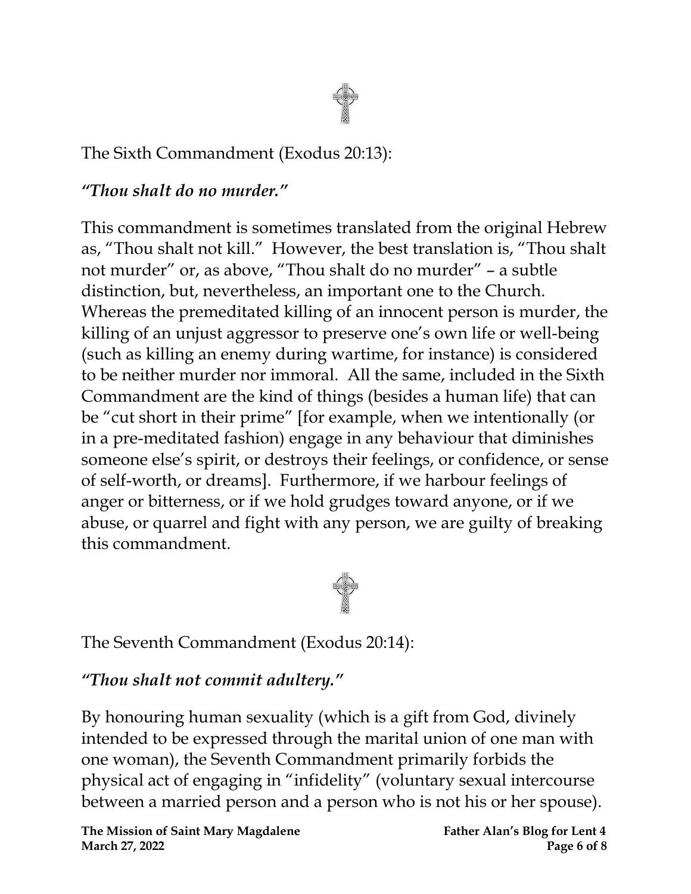The Sixth Commandment (Exodus 20:13):

***"Thou shalt do no murder."***

This commandment is sometimes translated from the original Hebrew as, "Thou shalt not kill." However, the best translation is, "Thou shalt not murder" or, as above, "Thou shalt do no murder" – a subtle distinction, but, nevertheless, an important one to the Church. Whereas the premeditated killing of an innocent person is murder, the killing of an unjust aggressor to preserve one's own life or well-being (such as killing an enemy during wartime, for instance) is considered to be neither murder nor immoral. All the same, included in the Sixth Commandment are the kind of things (besides a human life) that can be "cut short in their prime" [for example, when we intentionally (or in a pre-meditated fashion) engage in any behaviour that diminishes someone else's spirit, or destroys their feelings, or confidence, or sense of self-worth, or dreams]. Furthermore, if we harbour feelings of anger or bitterness, or if we hold grudges toward anyone, or if we abuse, or quarrel and fight with any person, we are guilty of breaking this commandment.

The Seventh Commandment (Exodus 20:14):

***"Thou shalt not commit adultery."***

By honouring human sexuality (which is a gift from God, divinely intended to be expressed through the marital union of one man with one woman), the Seventh Commandment primarily forbids the physical act of engaging in "infidelity" (voluntary sexual intercourse between a married person and a person who is not his or her spouse).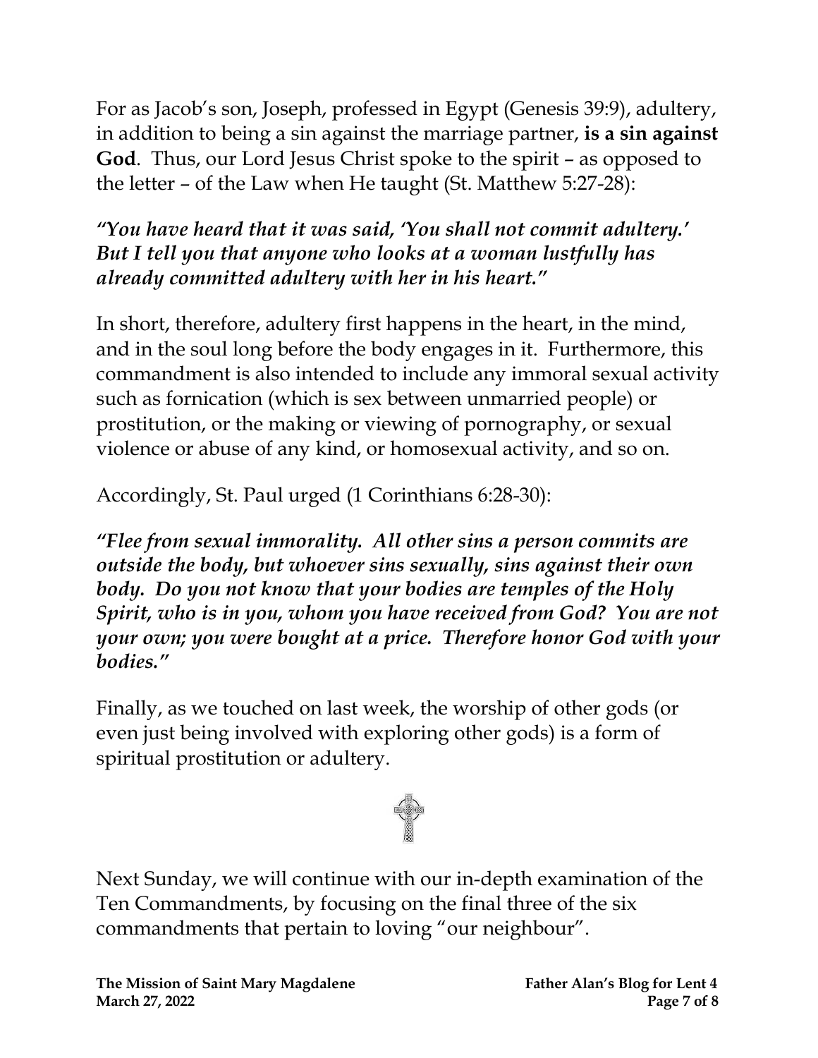For as Jacob's son, Joseph, professed in Egypt (Genesis 39:9), adultery, in addition to being a sin against the marriage partner, **is a sin against God**. Thus, our Lord Jesus Christ spoke to the spirit – as opposed to the letter – of the Law when He taught (St. Matthew 5:27-28):

***"You have heard that it was said, 'You shall not commit adultery.' But I tell you that anyone who looks at a woman lustfully has already committed adultery with her in his heart."***

In short, therefore, adultery first happens in the heart, in the mind, and in the soul long before the body engages in it. Furthermore, this commandment is also intended to include any immoral sexual activity such as fornication (which is sex between unmarried people) or prostitution, or the making or viewing of pornography, or sexual violence or abuse of any kind, or homosexual activity, and so on.

Accordingly, St. Paul urged (1 Corinthians 6:28-30):

***"Flee from sexual immorality. All other sins a person commits are outside the body, but whoever sins sexually, sins against their own body. Do you not know that your bodies are temples of the Holy Spirit, who is in you, whom you have received from God? You are not your own; you were bought at a price. Therefore honor God with your bodies."***

Finally, as we touched on last week, the worship of other gods (or even just being involved with exploring other gods) is a form of spiritual prostitution or adultery.

Next Sunday, we will continue with our in-depth examination of the Ten Commandments, by focusing on the final three of the six commandments that pertain to loving "our neighbour".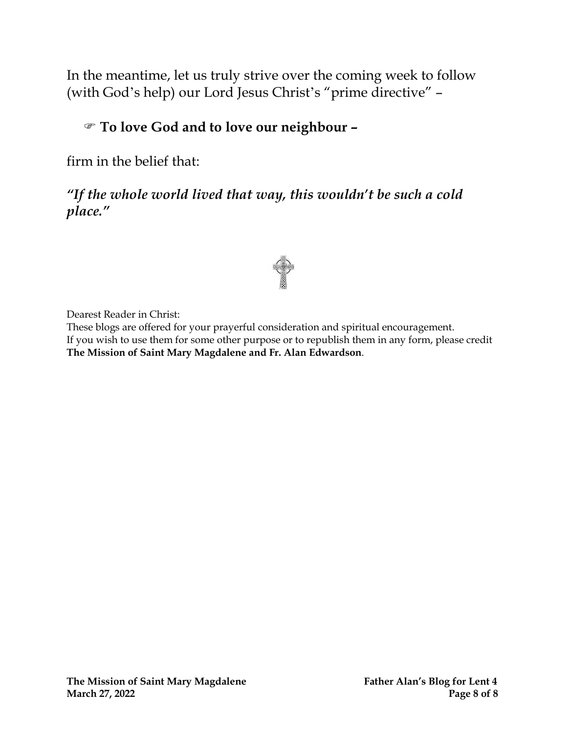In the meantime, let us truly strive over the coming week to follow (with God's help) our Lord Jesus Christ's "prime directive" –

☞ **To love God and to love our neighbour –**

firm in the belief that:

***"If the whole world lived that way, this wouldn't be such a cold place."***

Dearest Reader in Christ:
These blogs are offered for your prayerful consideration and spiritual encouragement.
If you wish to use them for some other purpose or to republish them in any form, please credit **The Mission of Saint Mary Magdalene and Fr. Alan Edwardson**.